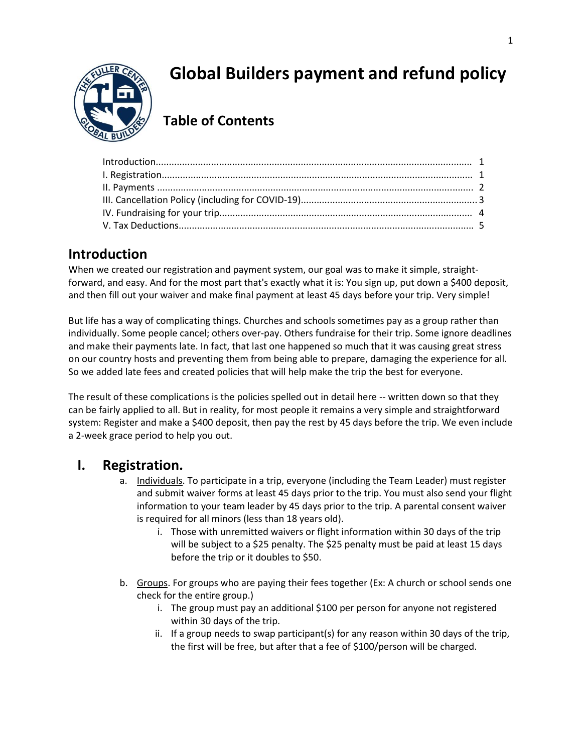# Global Builders payment and refund policy

## Table of Contents

| | |
|---|---|
| Introduction | 1 |
| I. Registration | 1 |
| II. Payments | 2 |
| III. Cancellation Policy (including for COVID-19) | 3 |
| IV. Fundraising for your trip | 4 |
| V. Tax Deductions | 5 |

## Introduction

When we created our registration and payment system, our goal was to make it simple, straight-forward, and easy. And for the most part that's exactly what it is: You sign up, put down a $400 deposit, and then fill out your waiver and make final payment at least 45 days before your trip. Very simple!

But life has a way of complicating things. Churches and schools sometimes pay as a group rather than individually. Some people cancel; others over-pay. Others fundraise for their trip. Some ignore deadlines and make their payments late. In fact, that last one happened so much that it was causing great stress on our country hosts and preventing them from being able to prepare, damaging the experience for all. So we added late fees and created policies that will help make the trip the best for everyone.

The result of these complications is the policies spelled out in detail here -- written down so that they can be fairly applied to all. But in reality, for most people it remains a very simple and straightforward system: Register and make a $400 deposit, then pay the rest by 45 days before the trip. We even include a 2-week grace period to help you out.

## I. Registration.

a. Individuals. To participate in a trip, everyone (including the Team Leader) must register and submit waiver forms at least 45 days prior to the trip. You must also send your flight information to your team leader by 45 days prior to the trip. A parental consent waiver is required for all minors (less than 18 years old).
   - i. Those with unremitted waivers or flight information within 30 days of the trip will be subject to a $25 penalty. The $25 penalty must be paid at least 15 days before the trip or it doubles to $50.

b. Groups. For groups who are paying their fees together (Ex: A church or school sends one check for the entire group.)
   - i. The group must pay an additional $100 per person for anyone not registered within 30 days of the trip.
   - ii. If a group needs to swap participant(s) for any reason within 30 days of the trip, the first will be free, but after that a fee of $100/person will be charged.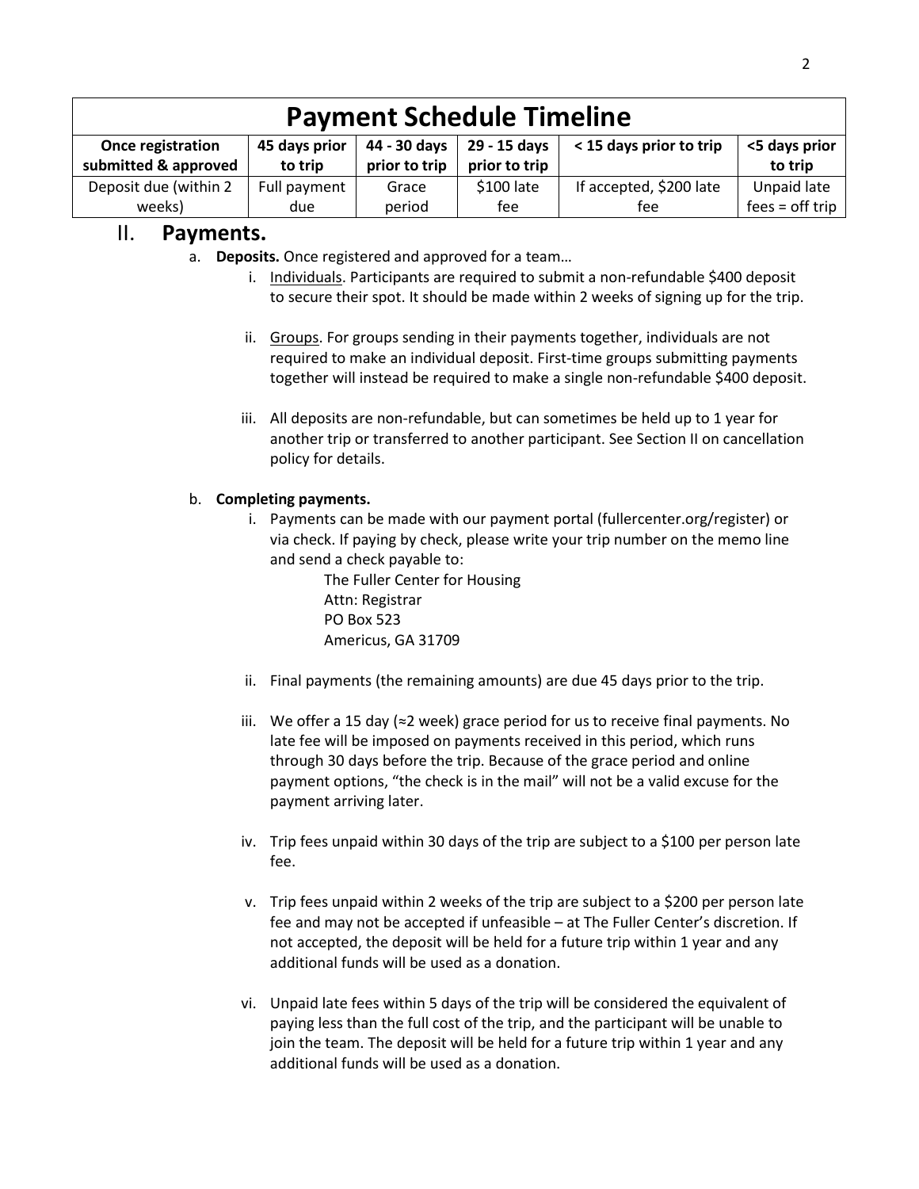| Payment Schedule Timeline | | | | | |
|---|---|---|---|---|---|
| **Once registration submitted & approved** | **45 days prior to trip** | **44 - 30 days prior to trip** | **29 - 15 days prior to trip** | **< 15 days prior to trip** | **<5 days prior to trip** |
| Deposit due (within 2 weeks) | Full payment due | Grace period | $100 late fee | If accepted, $200 late fee | Unpaid late fees = off trip |

## II. Payments.

a. **Deposits.** Once registered and approved for a team…

   i. Individuals. Participants are required to submit a non-refundable $400 deposit to secure their spot. It should be made within 2 weeks of signing up for the trip.

   ii. Groups. For groups sending in their payments together, individuals are not required to make an individual deposit. First-time groups submitting payments together will instead be required to make a single non-refundable $400 deposit.

   iii. All deposits are non-refundable, but can sometimes be held up to 1 year for another trip or transferred to another participant. See Section II on cancellation policy for details.

b. **Completing payments.**

   i. Payments can be made with our payment portal (fullercenter.org/register) or via check. If paying by check, please write your trip number on the memo line and send a check payable to:

      The Fuller Center for Housing
      Attn: Registrar
      PO Box 523
      Americus, GA 31709

   ii. Final payments (the remaining amounts) are due 45 days prior to the trip.

   iii. We offer a 15 day (≈2 week) grace period for us to receive final payments. No late fee will be imposed on payments received in this period, which runs through 30 days before the trip. Because of the grace period and online payment options, "the check is in the mail" will not be a valid excuse for the payment arriving later.

   iv. Trip fees unpaid within 30 days of the trip are subject to a $100 per person late fee.

   v. Trip fees unpaid within 2 weeks of the trip are subject to a $200 per person late fee and may not be accepted if unfeasible – at The Fuller Center's discretion. If not accepted, the deposit will be held for a future trip within 1 year and any additional funds will be used as a donation.

   vi. Unpaid late fees within 5 days of the trip will be considered the equivalent of paying less than the full cost of the trip, and the participant will be unable to join the team. The deposit will be held for a future trip within 1 year and any additional funds will be used as a donation.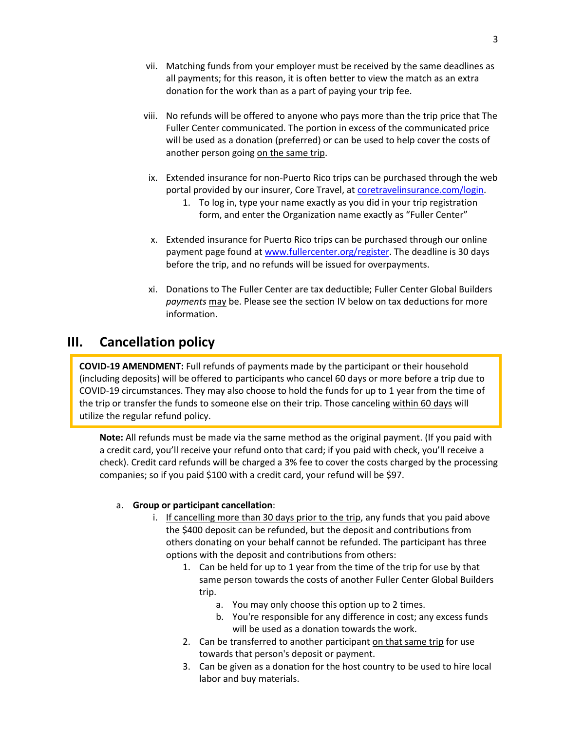vii. Matching funds from your employer must be received by the same deadlines as all payments; for this reason, it is often better to view the match as an extra donation for the work than as a part of paying your trip fee.

viii. No refunds will be offered to anyone who pays more than the trip price that The Fuller Center communicated. The portion in excess of the communicated price will be used as a donation (preferred) or can be used to help cover the costs of another person going on the same trip.

ix. Extended insurance for non-Puerto Rico trips can be purchased through the web portal provided by our insurer, Core Travel, at [coretravelinsurance.com/login](coretravelinsurance.com/login).
   1. To log in, type your name exactly as you did in your trip registration form, and enter the Organization name exactly as "Fuller Center"

x. Extended insurance for Puerto Rico trips can be purchased through our online payment page found at [www.fullercenter.org/register](www.fullercenter.org/register). The deadline is 30 days before the trip, and no refunds will be issued for overpayments.

xi. Donations to The Fuller Center are tax deductible; Fuller Center Global Builders *payments* may be. Please see the section IV below on tax deductions for more information.

## III. Cancellation policy

**COVID-19 AMENDMENT:** Full refunds of payments made by the participant or their household (including deposits) will be offered to participants who cancel 60 days or more before a trip due to COVID-19 circumstances. They may also choose to hold the funds for up to 1 year from the time of the trip or transfer the funds to someone else on their trip. Those canceling within 60 days will utilize the regular refund policy.

**Note:** All refunds must be made via the same method as the original payment. (If you paid with a credit card, you'll receive your refund onto that card; if you paid with check, you'll receive a check). Credit card refunds will be charged a 3% fee to cover the costs charged by the processing companies; so if you paid $100 with a credit card, your refund will be $97.

a. **Group or participant cancellation**:
   i. If cancelling more than 30 days prior to the trip, any funds that you paid above the $400 deposit can be refunded, but the deposit and contributions from others donating on your behalf cannot be refunded. The participant has three options with the deposit and contributions from others:
      1. Can be held for up to 1 year from the time of the trip for use by that same person towards the costs of another Fuller Center Global Builders trip.
         a. You may only choose this option up to 2 times.
         b. You're responsible for any difference in cost; any excess funds will be used as a donation towards the work.
      2. Can be transferred to another participant on that same trip for use towards that person's deposit or payment.
      3. Can be given as a donation for the host country to be used to hire local labor and buy materials.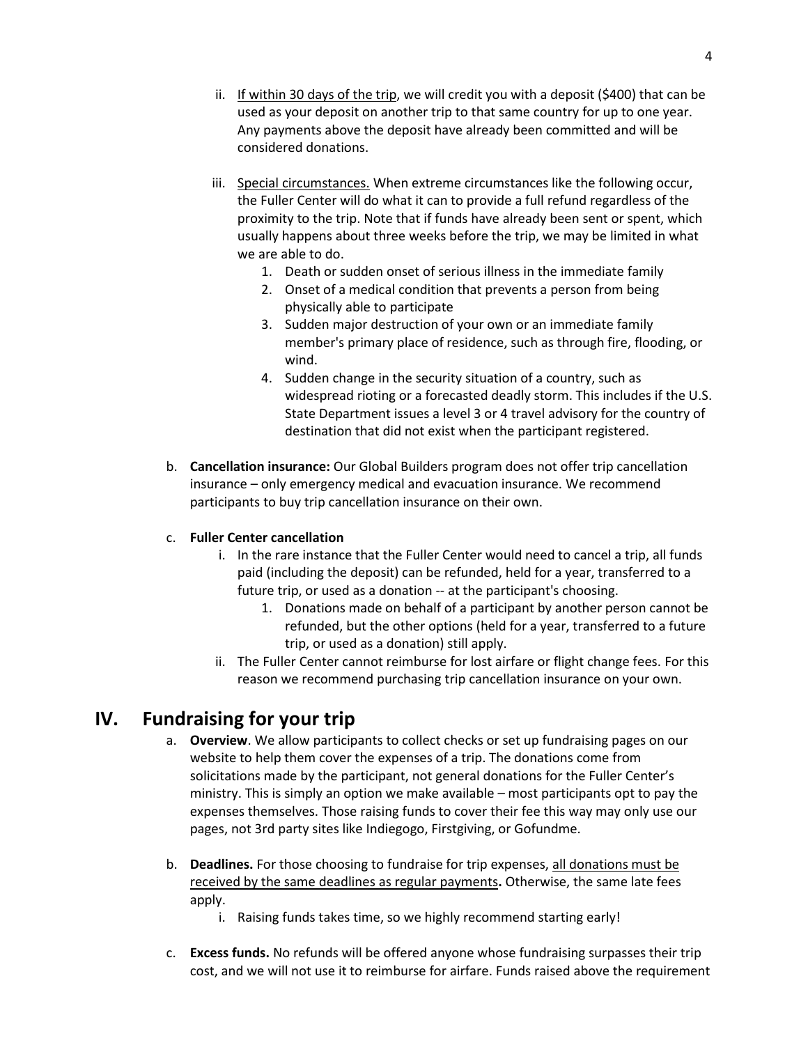ii. <u>If within 30 days of the trip</u>, we will credit you with a deposit ($400) that can be used as your deposit on another trip to that same country for up to one year. Any payments above the deposit have already been committed and will be considered donations.

iii. <u>Special circumstances.</u> When extreme circumstances like the following occur, the Fuller Center will do what it can to provide a full refund regardless of the proximity to the trip. Note that if funds have already been sent or spent, which usually happens about three weeks before the trip, we may be limited in what we are able to do.

1. Death or sudden onset of serious illness in the immediate family
2. Onset of a medical condition that prevents a person from being physically able to participate
3. Sudden major destruction of your own or an immediate family member's primary place of residence, such as through fire, flooding, or wind.
4. Sudden change in the security situation of a country, such as widespread rioting or a forecasted deadly storm. This includes if the U.S. State Department issues a level 3 or 4 travel advisory for the country of destination that did not exist when the participant registered.

b. **Cancellation insurance:** Our Global Builders program does not offer trip cancellation insurance – only emergency medical and evacuation insurance. We recommend participants to buy trip cancellation insurance on their own.

c. **Fuller Center cancellation**

i. In the rare instance that the Fuller Center would need to cancel a trip, all funds paid (including the deposit) can be refunded, held for a year, transferred to a future trip, or used as a donation -- at the participant's choosing.

1. Donations made on behalf of a participant by another person cannot be refunded, but the other options (held for a year, transferred to a future trip, or used as a donation) still apply.

ii. The Fuller Center cannot reimburse for lost airfare or flight change fees. For this reason we recommend purchasing trip cancellation insurance on your own.

## IV. Fundraising for your trip

a. **Overview**. We allow participants to collect checks or set up fundraising pages on our website to help them cover the expenses of a trip. The donations come from solicitations made by the participant, not general donations for the Fuller Center's ministry. This is simply an option we make available – most participants opt to pay the expenses themselves. Those raising funds to cover their fee this way may only use our pages, not 3rd party sites like Indiegogo, Firstgiving, or Gofundme.

b. **Deadlines.** For those choosing to fundraise for trip expenses, <u>all donations must be received by the same deadlines as regular payments</u>**.** Otherwise, the same late fees apply.

i. Raising funds takes time, so we highly recommend starting early!

c. **Excess funds.** No refunds will be offered anyone whose fundraising surpasses their trip cost, and we will not use it to reimburse for airfare. Funds raised above the requirement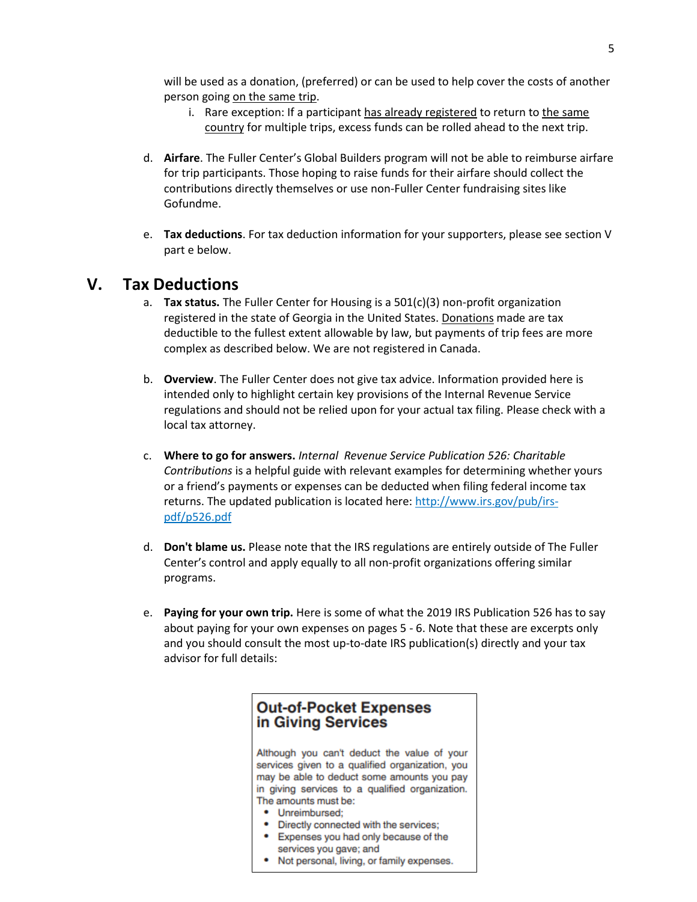will be used as a donation, (preferred) or can be used to help cover the costs of another person going <u>on the same trip</u>.

   i. Rare exception: If a participant <u>has already registered</u> to return to <u>the same country</u> for multiple trips, excess funds can be rolled ahead to the next trip.

d. **Airfare**. The Fuller Center's Global Builders program will not be able to reimburse airfare for trip participants. Those hoping to raise funds for their airfare should collect the contributions directly themselves or use non-Fuller Center fundraising sites like Gofundme.

e. **Tax deductions**. For tax deduction information for your supporters, please see section V part e below.

## V. Tax Deductions

a. **Tax status.** The Fuller Center for Housing is a 501(c)(3) non-profit organization registered in the state of Georgia in the United States. <u>Donations</u> made are tax deductible to the fullest extent allowable by law, but payments of trip fees are more complex as described below. We are not registered in Canada.

b. **Overview**. The Fuller Center does not give tax advice. Information provided here is intended only to highlight certain key provisions of the Internal Revenue Service regulations and should not be relied upon for your actual tax filing. Please check with a local tax attorney.

c. **Where to go for answers.** *Internal Revenue Service Publication 526: Charitable Contributions* is a helpful guide with relevant examples for determining whether yours or a friend's payments or expenses can be deducted when filing federal income tax returns. The updated publication is located here: [http://www.irs.gov/pub/irs-pdf/p526.pdf](http://www.irs.gov/pub/irs-pdf/p526.pdf)

d. **Don't blame us.** Please note that the IRS regulations are entirely outside of The Fuller Center's control and apply equally to all non-profit organizations offering similar programs.

e. **Paying for your own trip.** Here is some of what the 2019 IRS Publication 526 has to say about paying for your own expenses on pages 5 - 6. Note that these are excerpts only and you should consult the most up-to-date IRS publication(s) directly and your tax advisor for full details:

> ### Out-of-Pocket Expenses in Giving Services
>
> Although you can't deduct the value of your services given to a qualified organization, you may be able to deduct some amounts you pay in giving services to a qualified organization. The amounts must be:
>
> - Unreimbursed;
> - Directly connected with the services;
> - Expenses you had only because of the services you gave; and
> - Not personal, living, or family expenses.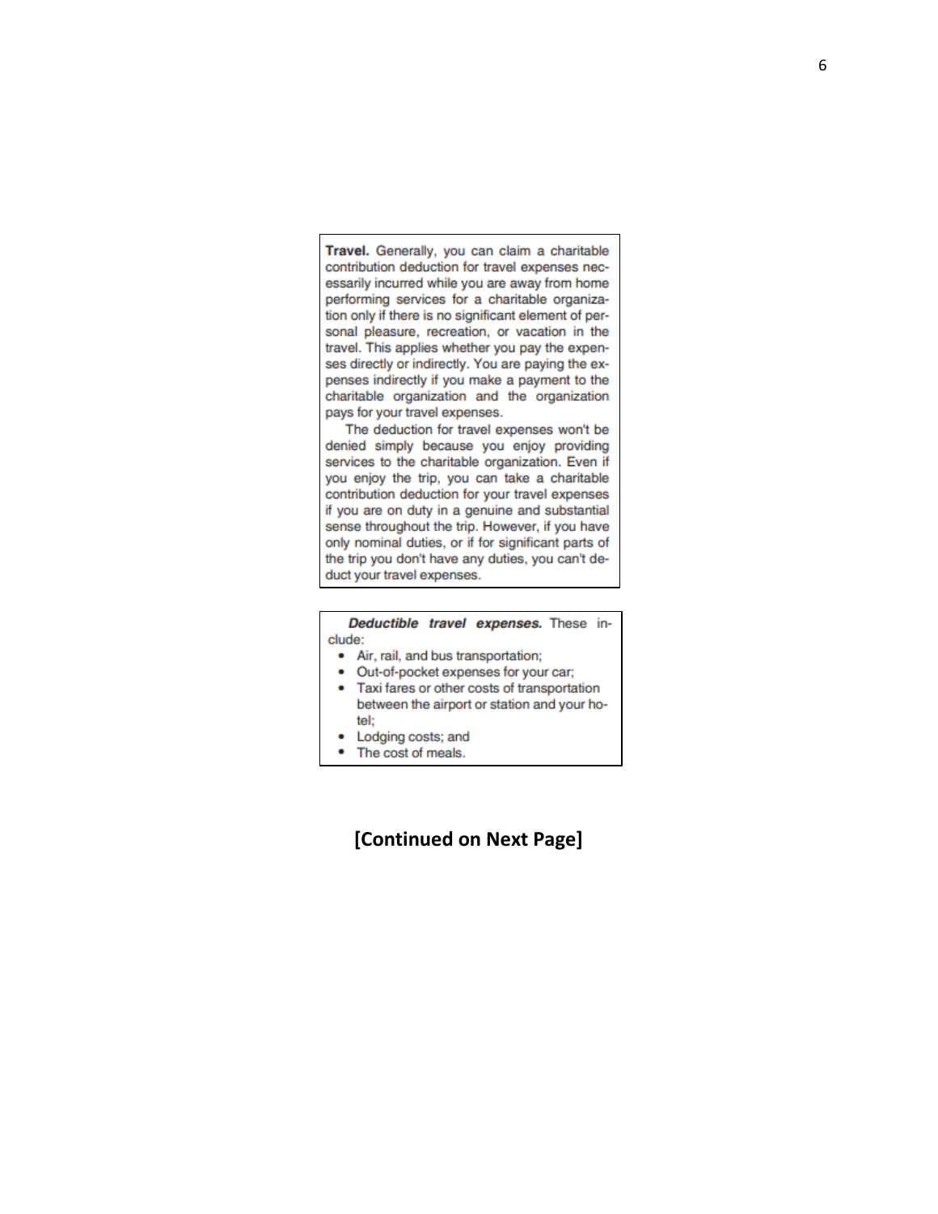**Travel.** Generally, you can claim a charitable contribution deduction for travel expenses necessarily incurred while you are away from home performing services for a charitable organization only if there is no significant element of personal pleasure, recreation, or vacation in the travel. This applies whether you pay the expenses directly or indirectly. You are paying the expenses indirectly if you make a payment to the charitable organization and the organization pays for your travel expenses.

The deduction for travel expenses won't be denied simply because you enjoy providing services to the charitable organization. Even if you enjoy the trip, you can take a charitable contribution deduction for your travel expenses if you are on duty in a genuine and substantial sense throughout the trip. However, if you have only nominal duties, or if for significant parts of the trip you don't have any duties, you can't deduct your travel expenses.

***Deductible travel expenses.*** These include:

- Air, rail, and bus transportation;
- Out-of-pocket expenses for your car;
- Taxi fares or other costs of transportation between the airport or station and your hotel;
- Lodging costs; and
- The cost of meals.

**[Continued on Next Page]**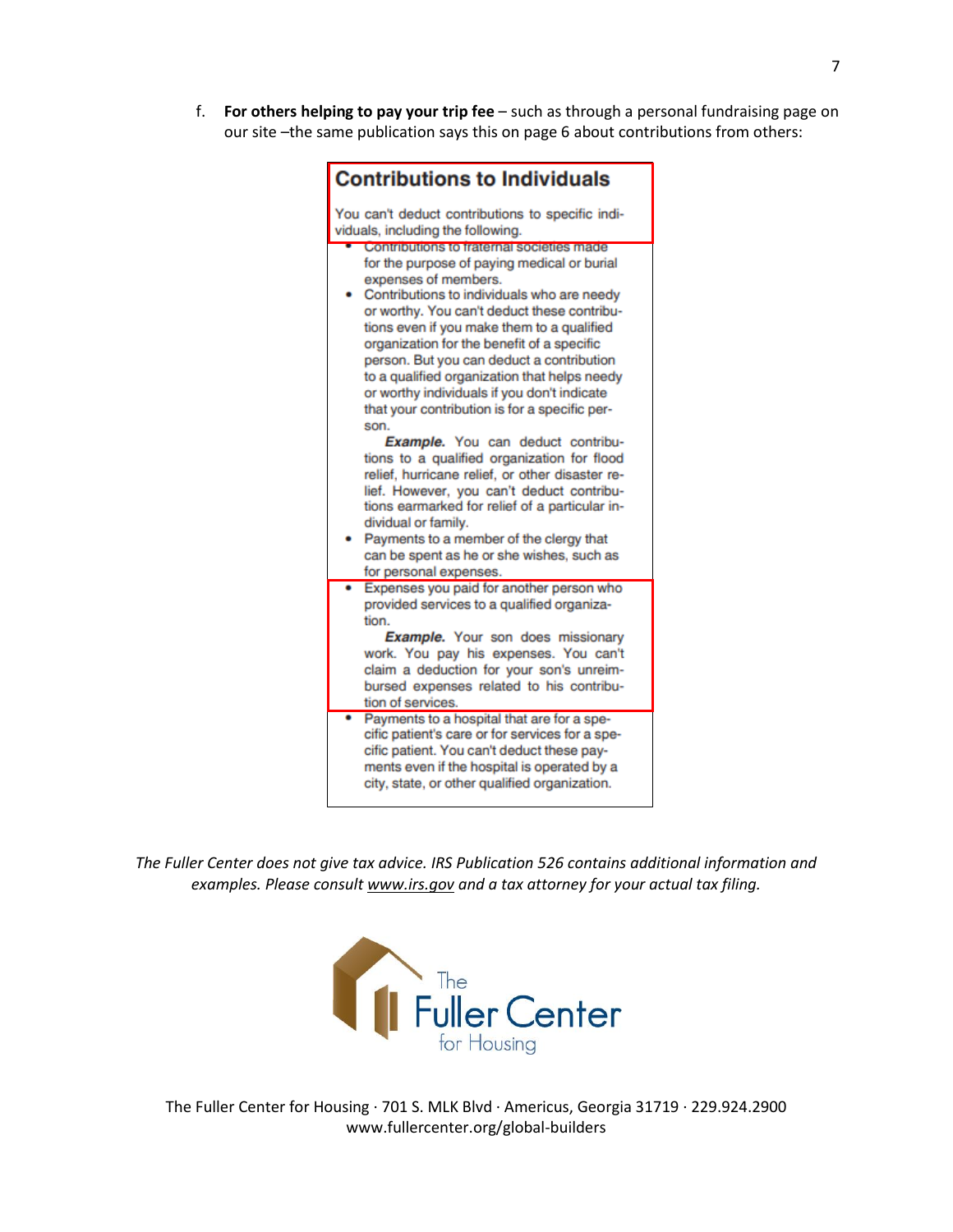f. **For others helping to pay your trip fee** – such as through a personal fundraising page on our site –the same publication says this on page 6 about contributions from others:

> ## Contributions to Individuals
>
> You can't deduct contributions to specific individuals, including the following.
>
> - Contributions to fraternal societies made for the purpose of paying medical or burial expenses of members.
> - Contributions to individuals who are needy or worthy. You can't deduct these contributions even if you make them to a qualified organization for the benefit of a specific person. But you can deduct a contribution to a qualified organization that helps needy or worthy individuals if you don't indicate that your contribution is for a specific person.
>
>   ***Example.*** You can deduct contributions to a qualified organization for flood relief, hurricane relief, or other disaster relief. However, you can't deduct contributions earmarked for relief of a particular individual or family.
> - Payments to a member of the clergy that can be spent as he or she wishes, such as for personal expenses.
> - Expenses you paid for another person who provided services to a qualified organization.
>
>   ***Example.*** Your son does missionary work. You pay his expenses. You can't claim a deduction for your son's unreimbursed expenses related to his contribution of services.
> - Payments to a hospital that are for a specific patient's care or for services for a specific patient. You can't deduct these payments even if the hospital is operated by a city, state, or other qualified organization.

*The Fuller Center does not give tax advice. IRS Publication 526 contains additional information and examples. Please consult www.irs.gov and a tax attorney for your actual tax filing.*

The Fuller Center for Housing

The Fuller Center for Housing · 701 S. MLK Blvd · Americus, Georgia 31719 · 229.924.2900
www.fullercenter.org/global-builders